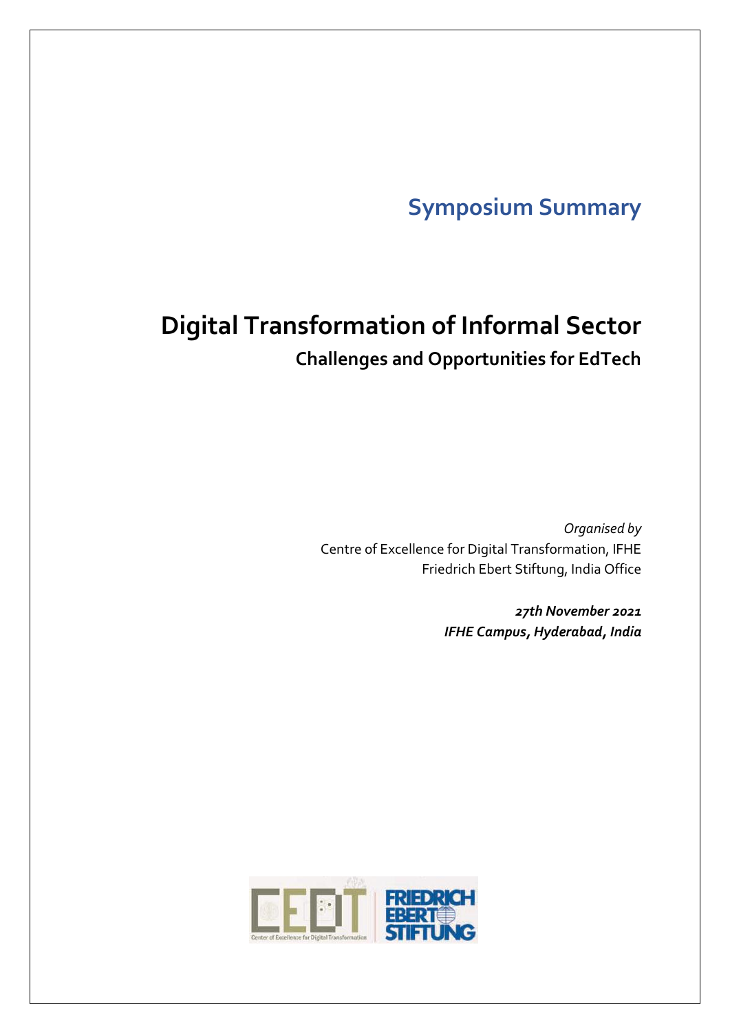## Symposium Summary

# Digital Transformation of Informal Sector

### Challenges and Opportunities for EdTech

*Organised by*
Centre of Excellence for Digital Transformation, IFHE
Friedrich Ebert Stiftung, India Office

***27th November 2021***
***IFHE Campus, Hyderabad, India***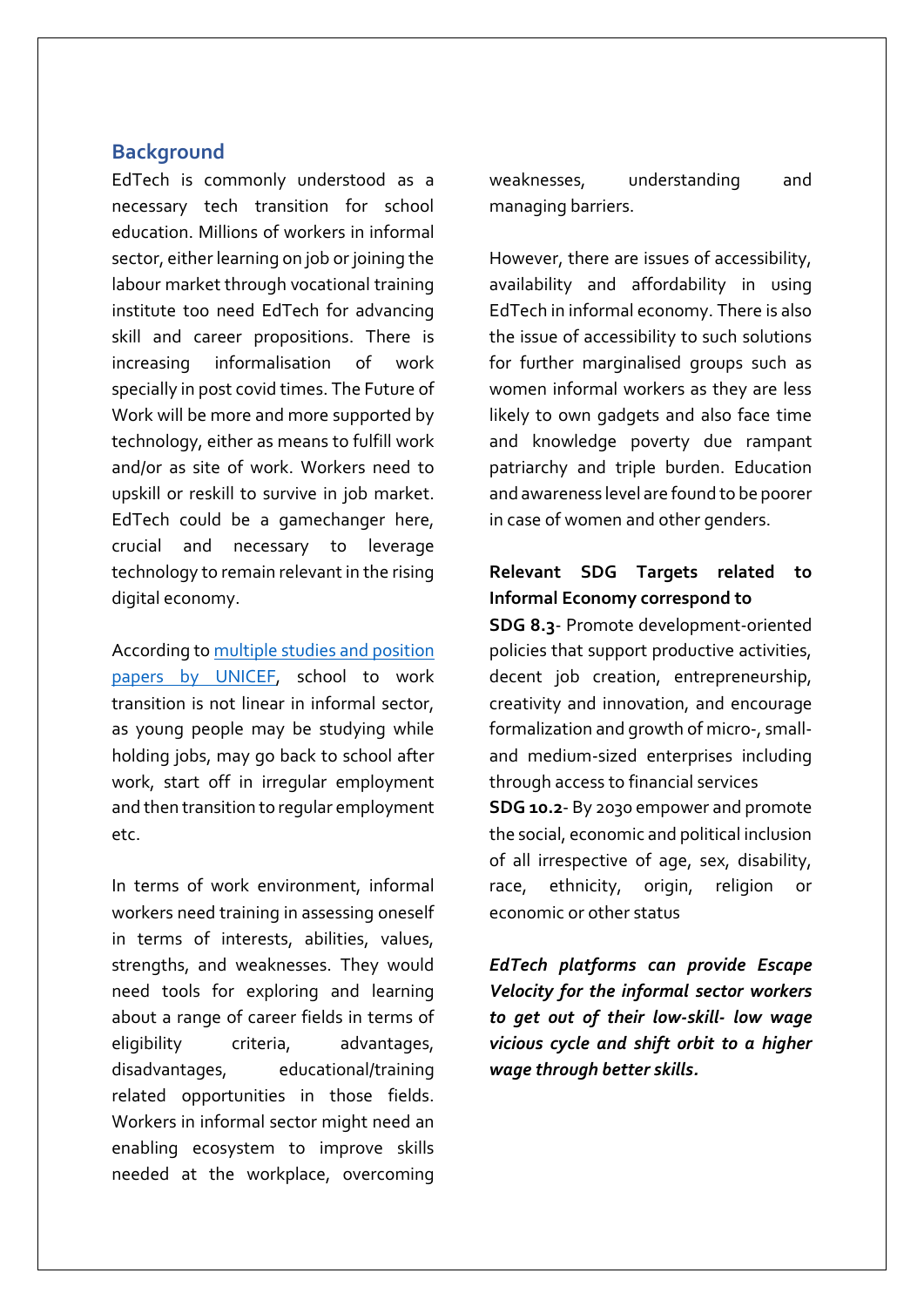## Background

EdTech is commonly understood as a necessary tech transition for school education. Millions of workers in informal sector, either learning on job or joining the labour market through vocational training institute too need EdTech for advancing skill and career propositions. There is increasing informalisation of work specially in post covid times. The Future of Work will be more and more supported by technology, either as means to fulfill work and/or as site of work. Workers need to upskill or reskill to survive in job market. EdTech could be a gamechanger here, crucial and necessary to leverage technology to remain relevant in the rising digital economy.

According to [multiple studies and position papers by UNICEF](), school to work transition is not linear in informal sector, as young people may be studying while holding jobs, may go back to school after work, start off in irregular employment and then transition to regular employment etc.

In terms of work environment, informal workers need training in assessing oneself in terms of interests, abilities, values, strengths, and weaknesses. They would need tools for exploring and learning about a range of career fields in terms of eligibility criteria, advantages, disadvantages, educational/training related opportunities in those fields. Workers in informal sector might need an enabling ecosystem to improve skills needed at the workplace, overcoming weaknesses, understanding and managing barriers.

However, there are issues of accessibility, availability and affordability in using EdTech in informal economy. There is also the issue of accessibility to such solutions for further marginalised groups such as women informal workers as they are less likely to own gadgets and also face time and knowledge poverty due rampant patriarchy and triple burden. Education and awareness level are found to be poorer in case of women and other genders.

**Relevant SDG Targets related to Informal Economy correspond to**

**SDG 8.3**- Promote development-oriented policies that support productive activities, decent job creation, entrepreneurship, creativity and innovation, and encourage formalization and growth of micro-, small- and medium-sized enterprises including through access to financial services

**SDG 10.2**- By 2030 empower and promote the social, economic and political inclusion of all irrespective of age, sex, disability, race, ethnicity, origin, religion or economic or other status

***EdTech platforms can provide Escape Velocity for the informal sector workers to get out of their low-skill- low wage vicious cycle and shift orbit to a higher wage through better skills.***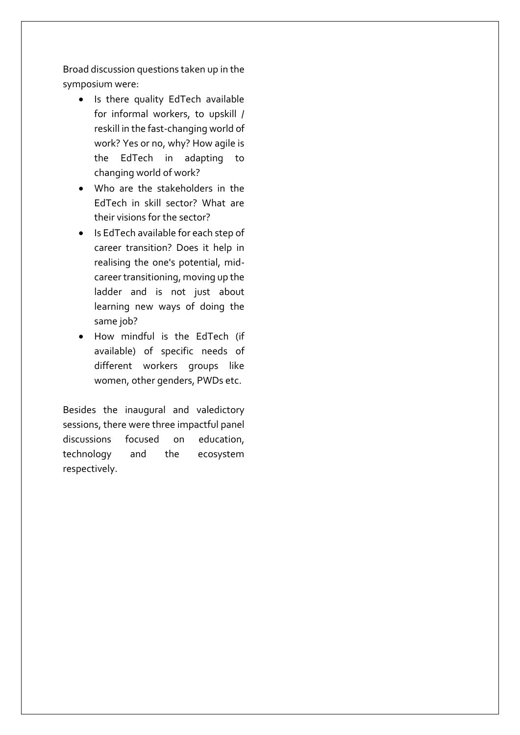Broad discussion questions taken up in the symposium were:

- Is there quality EdTech available for informal workers, to upskill / reskill in the fast-changing world of work? Yes or no, why? How agile is the EdTech in adapting to changing world of work?
- Who are the stakeholders in the EdTech in skill sector? What are their visions for the sector?
- Is EdTech available for each step of career transition? Does it help in realising the one's potential, mid-career transitioning, moving up the ladder and is not just about learning new ways of doing the same job?
- How mindful is the EdTech (if available) of specific needs of different workers groups like women, other genders, PWDs etc.

Besides the inaugural and valedictory sessions, there were three impactful panel discussions focused on education, technology and the ecosystem respectively.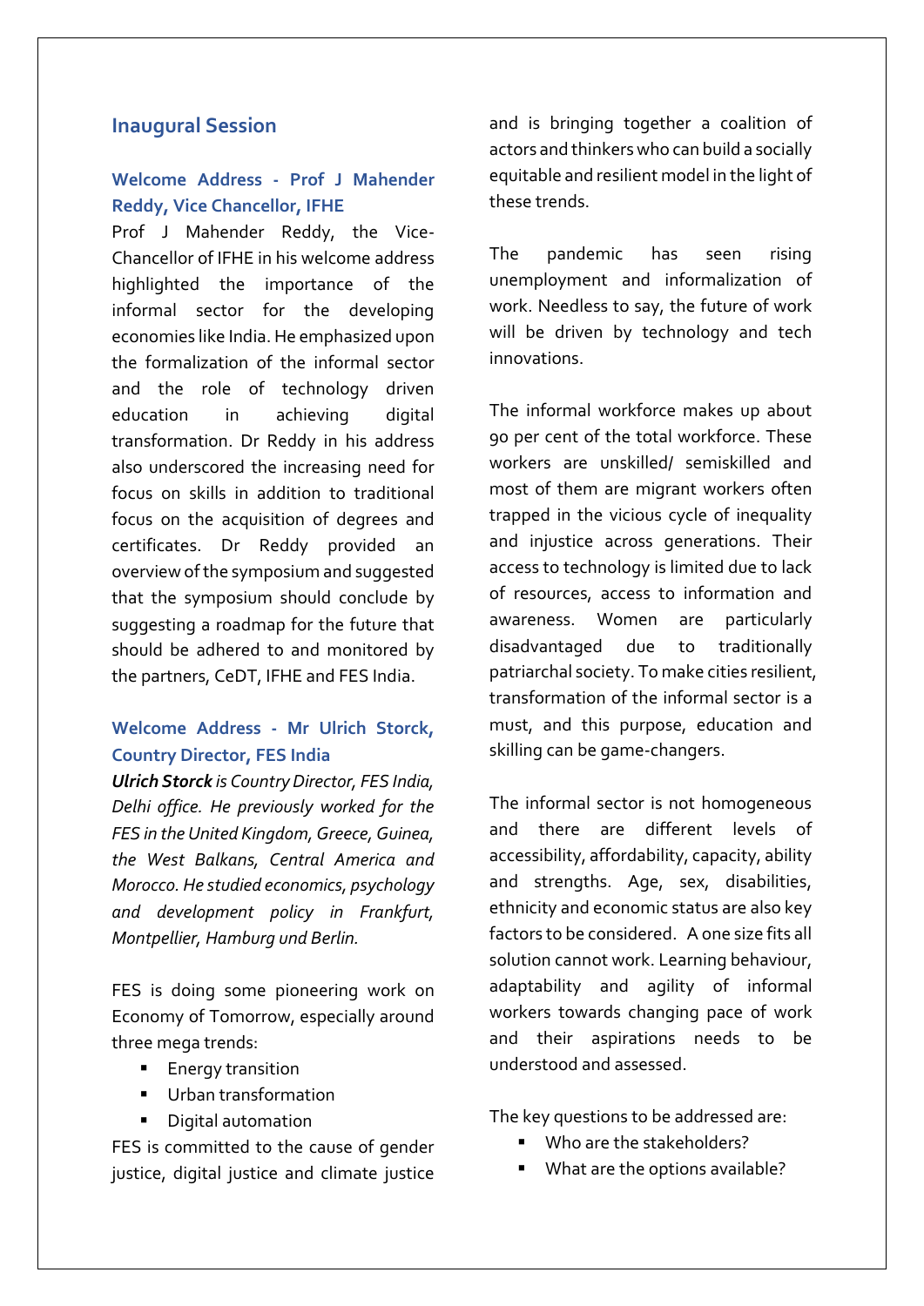## Inaugural Session

### Welcome Address - Prof J Mahender Reddy, Vice Chancellor, IFHE

Prof J Mahender Reddy, the Vice-Chancellor of IFHE in his welcome address highlighted the importance of the informal sector for the developing economies like India. He emphasized upon the formalization of the informal sector and the role of technology driven education in achieving digital transformation. Dr Reddy in his address also underscored the increasing need for focus on skills in addition to traditional focus on the acquisition of degrees and certificates. Dr Reddy provided an overview of the symposium and suggested that the symposium should conclude by suggesting a roadmap for the future that should be adhered to and monitored by the partners, CeDT, IFHE and FES India.

### Welcome Address - Mr Ulrich Storck, Country Director, FES India

***Ulrich Storck*** *is Country Director, FES India, Delhi office. He previously worked for the FES in the United Kingdom, Greece, Guinea, the West Balkans, Central America and Morocco. He studied economics, psychology and development policy in Frankfurt, Montpellier, Hamburg und Berlin.*

FES is doing some pioneering work on Economy of Tomorrow, especially around three mega trends:

- Energy transition
- Urban transformation
- Digital automation

FES is committed to the cause of gender justice, digital justice and climate justice and is bringing together a coalition of actors and thinkers who can build a socially equitable and resilient model in the light of these trends.

The pandemic has seen rising unemployment and informalization of work. Needless to say, the future of work will be driven by technology and tech innovations.

The informal workforce makes up about 90 per cent of the total workforce. These workers are unskilled/ semiskilled and most of them are migrant workers often trapped in the vicious cycle of inequality and injustice across generations. Their access to technology is limited due to lack of resources, access to information and awareness. Women are particularly disadvantaged due to traditionally patriarchal society. To make cities resilient, transformation of the informal sector is a must, and this purpose, education and skilling can be game-changers.

The informal sector is not homogeneous and there are different levels of accessibility, affordability, capacity, ability and strengths. Age, sex, disabilities, ethnicity and economic status are also key factors to be considered. A one size fits all solution cannot work. Learning behaviour, adaptability and agility of informal workers towards changing pace of work and their aspirations needs to be understood and assessed.

The key questions to be addressed are:

- Who are the stakeholders?
- What are the options available?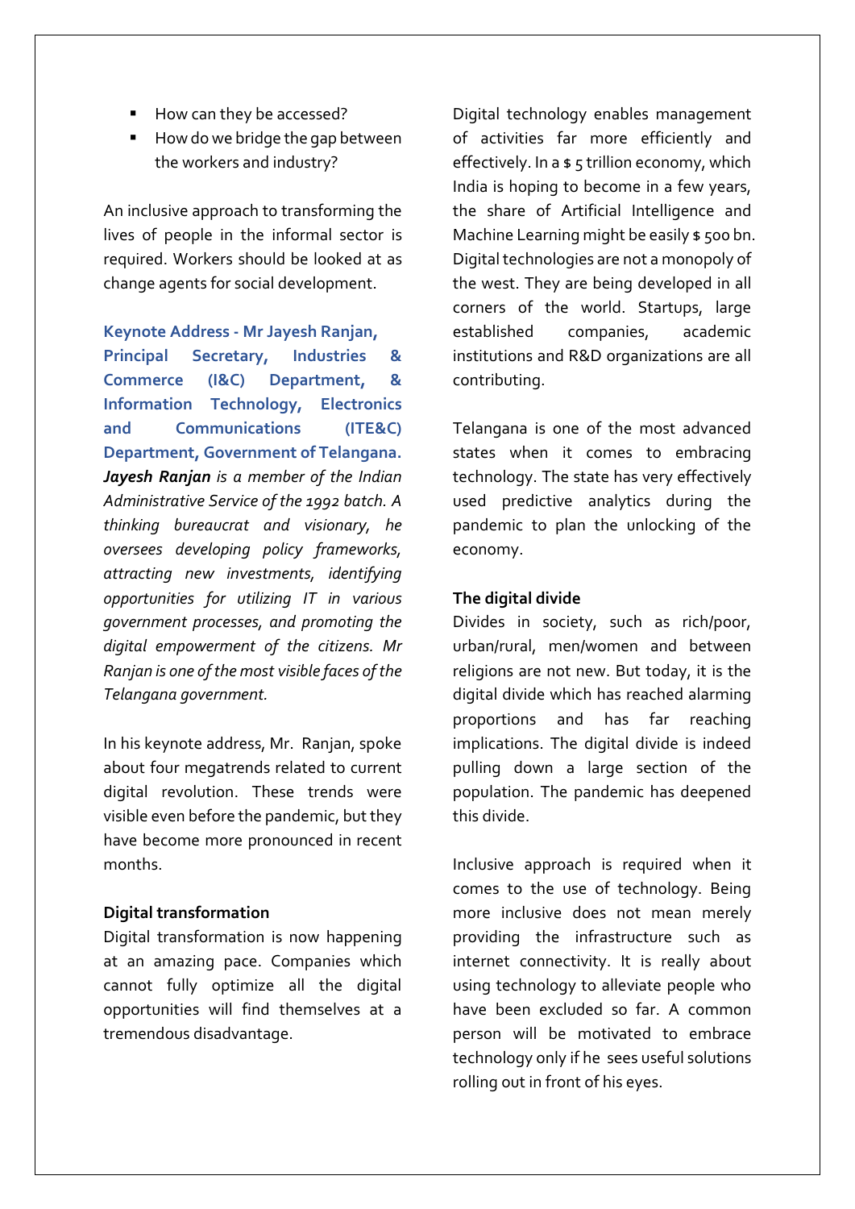- How can they be accessed?
- How do we bridge the gap between the workers and industry?

An inclusive approach to transforming the lives of people in the informal sector is required. Workers should be looked at as change agents for social development.

**Keynote Address - Mr Jayesh Ranjan, Principal Secretary, Industries & Commerce (I&C) Department, & Information Technology, Electronics and Communications (ITE&C) Department, Government of Telangana.**

***Jayesh Ranjan*** *is a member of the Indian Administrative Service of the 1992 batch. A thinking bureaucrat and visionary, he oversees developing policy frameworks, attracting new investments, identifying opportunities for utilizing IT in various government processes, and promoting the digital empowerment of the citizens. Mr Ranjan is one of the most visible faces of the Telangana government.*

In his keynote address, Mr. Ranjan, spoke about four megatrends related to current digital revolution. These trends were visible even before the pandemic, but they have become more pronounced in recent months.

**Digital transformation**

Digital transformation is now happening at an amazing pace. Companies which cannot fully optimize all the digital opportunities will find themselves at a tremendous disadvantage.

Digital technology enables management of activities far more efficiently and effectively. In a $ 5 trillion economy, which India is hoping to become in a few years, the share of Artificial Intelligence and Machine Learning might be easily $ 500 bn. Digital technologies are not a monopoly of the west. They are being developed in all corners of the world. Startups, large established companies, academic institutions and R&D organizations are all contributing.

Telangana is one of the most advanced states when it comes to embracing technology. The state has very effectively used predictive analytics during the pandemic to plan the unlocking of the economy.

**The digital divide**

Divides in society, such as rich/poor, urban/rural, men/women and between religions are not new. But today, it is the digital divide which has reached alarming proportions and has far reaching implications. The digital divide is indeed pulling down a large section of the population. The pandemic has deepened this divide.

Inclusive approach is required when it comes to the use of technology. Being more inclusive does not mean merely providing the infrastructure such as internet connectivity. It is really about using technology to alleviate people who have been excluded so far. A common person will be motivated to embrace technology only if he sees useful solutions rolling out in front of his eyes.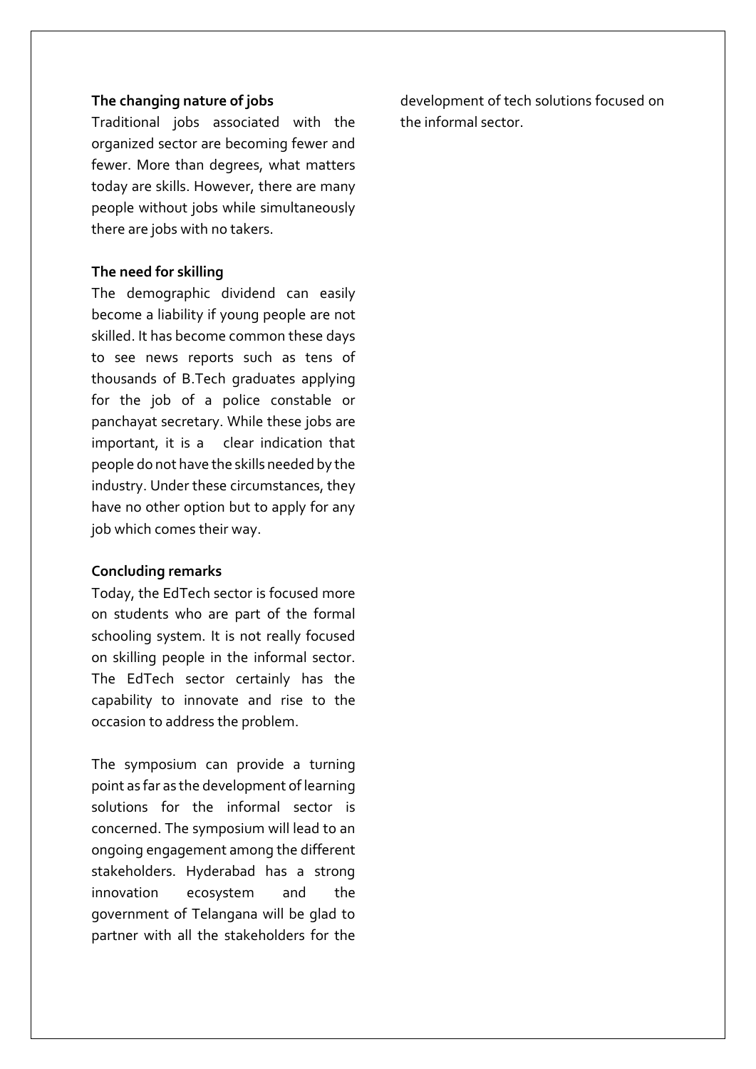**The changing nature of jobs**

Traditional jobs associated with the organized sector are becoming fewer and fewer. More than degrees, what matters today are skills. However, there are many people without jobs while simultaneously there are jobs with no takers.

**The need for skilling**

The demographic dividend can easily become a liability if young people are not skilled. It has become common these days to see news reports such as tens of thousands of B.Tech graduates applying for the job of a police constable or panchayat secretary. While these jobs are important, it is a clear indication that people do not have the skills needed by the industry. Under these circumstances, they have no other option but to apply for any job which comes their way.

**Concluding remarks**

Today, the EdTech sector is focused more on students who are part of the formal schooling system. It is not really focused on skilling people in the informal sector. The EdTech sector certainly has the capability to innovate and rise to the occasion to address the problem.

The symposium can provide a turning point as far as the development of learning solutions for the informal sector is concerned. The symposium will lead to an ongoing engagement among the different stakeholders. Hyderabad has a strong innovation ecosystem and the government of Telangana will be glad to partner with all the stakeholders for the development of tech solutions focused on the informal sector.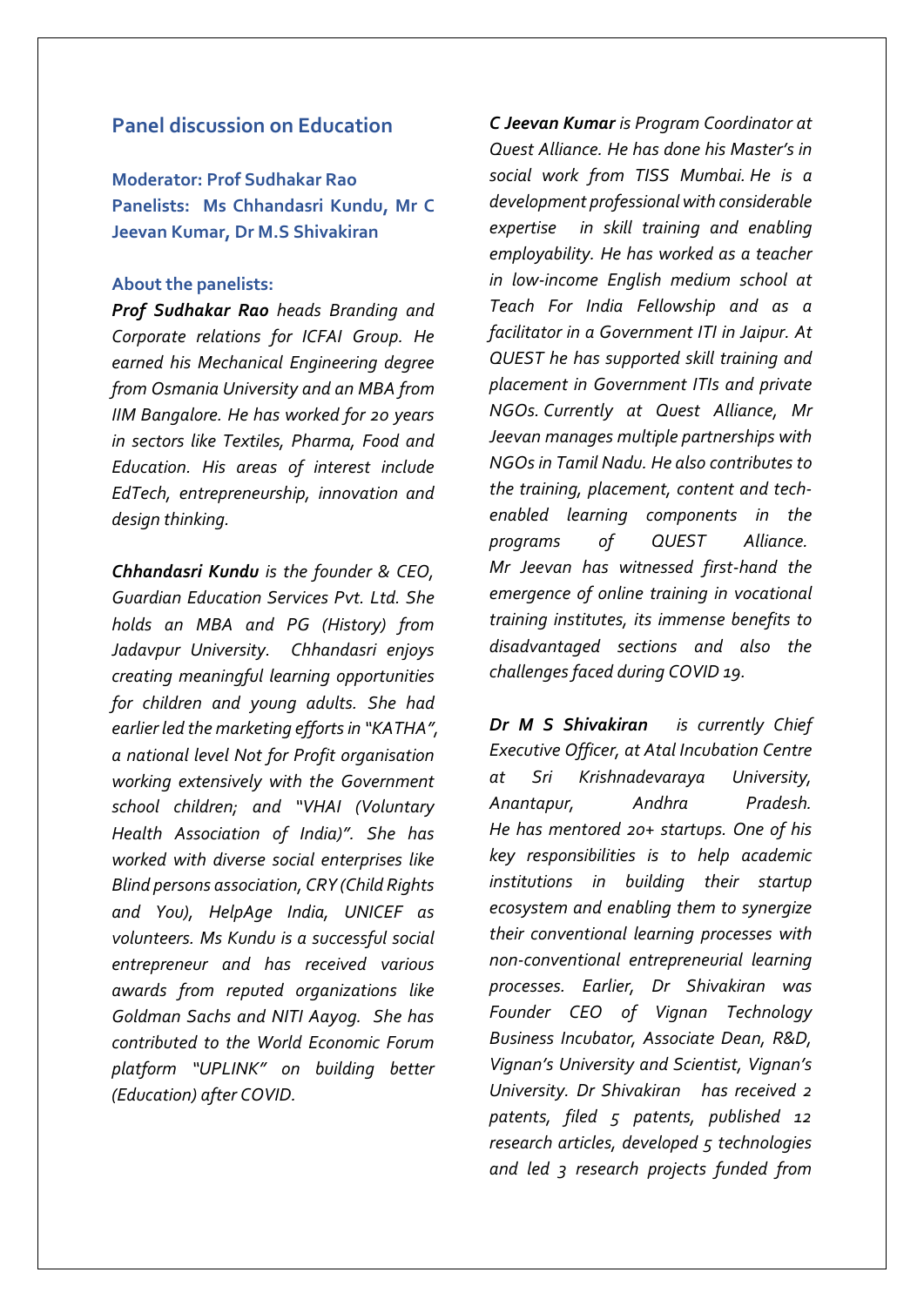## Panel discussion on Education

**Moderator: Prof Sudhakar Rao**
**Panelists: Ms Chhandasri Kundu, Mr C Jeevan Kumar, Dr M.S Shivakiran**

### About the panelists:

***Prof Sudhakar Rao*** *heads Branding and Corporate relations for ICFAI Group. He earned his Mechanical Engineering degree from Osmania University and an MBA from IIM Bangalore. He has worked for 20 years in sectors like Textiles, Pharma, Food and Education. His areas of interest include EdTech, entrepreneurship, innovation and design thinking.*

***Chhandasri Kundu*** *is the founder & CEO, Guardian Education Services Pvt. Ltd. She holds an MBA and PG (History) from Jadavpur University. Chhandasri enjoys creating meaningful learning opportunities for children and young adults. She had earlier led the marketing efforts in "KATHA", a national level Not for Profit organisation working extensively with the Government school children; and "VHAI (Voluntary Health Association of India)". She has worked with diverse social enterprises like Blind persons association, CRY (Child Rights and You), HelpAge India, UNICEF as volunteers. Ms Kundu is a successful social entrepreneur and has received various awards from reputed organizations like Goldman Sachs and NITI Aayog. She has contributed to the World Economic Forum platform "UPLINK" on building better (Education) after COVID.*

***C Jeevan Kumar*** *is Program Coordinator at Quest Alliance. He has done his Master's in social work from TISS Mumbai. He is a development professional with considerable expertise in skill training and enabling employability. He has worked as a teacher in low-income English medium school at Teach For India Fellowship and as a facilitator in a Government ITI in Jaipur. At QUEST he has supported skill training and placement in Government ITIs and private NGOs. Currently at Quest Alliance, Mr Jeevan manages multiple partnerships with NGOs in Tamil Nadu. He also contributes to the training, placement, content and tech-enabled learning components in the programs of QUEST Alliance. Mr Jeevan has witnessed first-hand the emergence of online training in vocational training institutes, its immense benefits to disadvantaged sections and also the challenges faced during COVID 19.*

***Dr M S Shivakiran*** *is currently Chief Executive Officer, at Atal Incubation Centre at Sri Krishnadevaraya University, Anantapur, Andhra Pradesh. He has mentored 20+ startups. One of his key responsibilities is to help academic institutions in building their startup ecosystem and enabling them to synergize their conventional learning processes with non-conventional entrepreneurial learning processes. Earlier, Dr Shivakiran was Founder CEO of Vignan Technology Business Incubator, Associate Dean, R&D, Vignan's University and Scientist, Vignan's University. Dr Shivakiran has received 2 patents, filed 5 patents, published 12 research articles, developed 5 technologies and led 3 research projects funded from*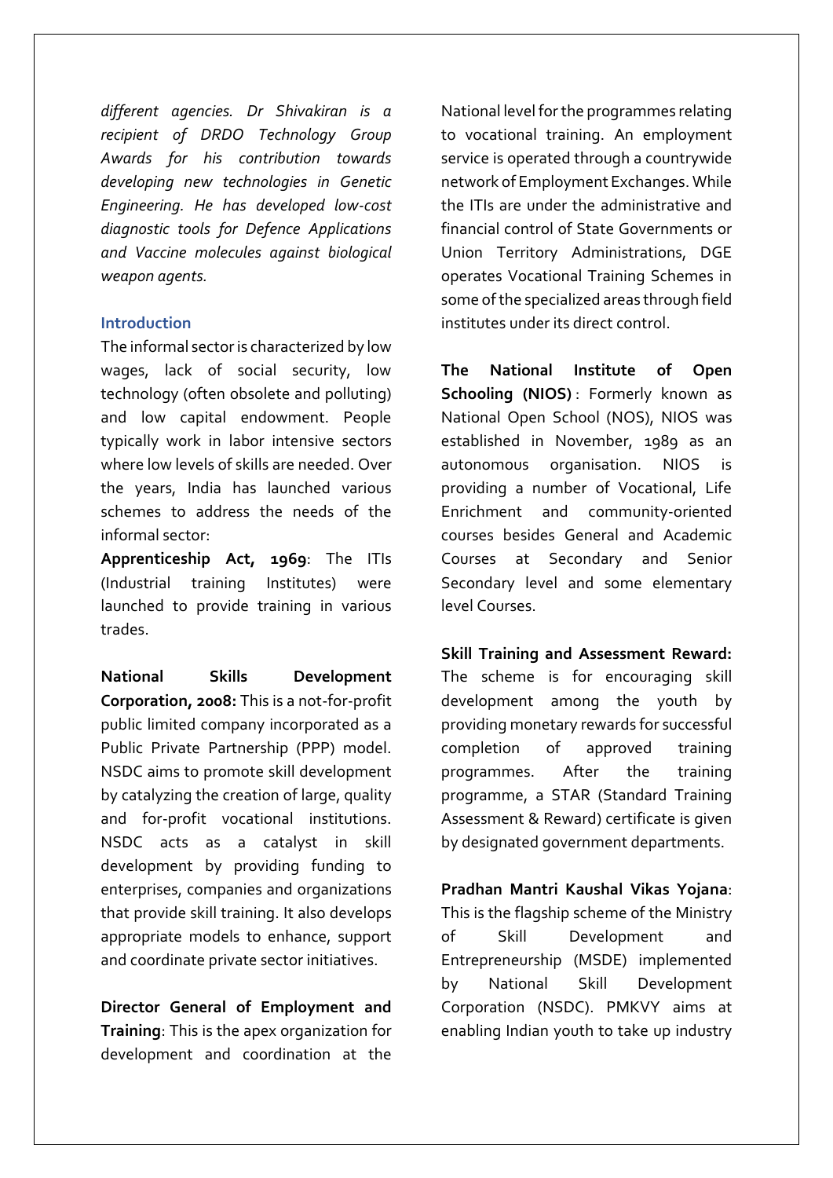*different agencies. Dr Shivakiran is a recipient of DRDO Technology Group Awards for his contribution towards developing new technologies in Genetic Engineering. He has developed low-cost diagnostic tools for Defence Applications and Vaccine molecules against biological weapon agents.*

## Introduction

The informal sector is characterized by low wages, lack of social security, low technology (often obsolete and polluting) and low capital endowment. People typically work in labor intensive sectors where low levels of skills are needed. Over the years, India has launched various schemes to address the needs of the informal sector:

**Apprenticeship Act, 1969**: The ITIs (Industrial training Institutes) were launched to provide training in various trades.

**National Skills Development Corporation, 2008:** This is a not-for-profit public limited company incorporated as a Public Private Partnership (PPP) model. NSDC aims to promote skill development by catalyzing the creation of large, quality and for-profit vocational institutions. NSDC acts as a catalyst in skill development by providing funding to enterprises, companies and organizations that provide skill training. It also develops appropriate models to enhance, support and coordinate private sector initiatives.

**Director General of Employment and Training**: This is the apex organization for development and coordination at the National level for the programmes relating to vocational training. An employment service is operated through a countrywide network of Employment Exchanges. While the ITIs are under the administrative and financial control of State Governments or Union Territory Administrations, DGE operates Vocational Training Schemes in some of the specialized areas through field institutes under its direct control.

**The National Institute of Open Schooling (NIOS)** : Formerly known as National Open School (NOS), NIOS was established in November, 1989 as an autonomous organisation. NIOS is providing a number of Vocational, Life Enrichment and community-oriented courses besides General and Academic Courses at Secondary and Senior Secondary level and some elementary level Courses.

**Skill Training and Assessment Reward:** The scheme is for encouraging skill development among the youth by providing monetary rewards for successful completion of approved training programmes. After the training programme, a STAR (Standard Training Assessment & Reward) certificate is given by designated government departments.

**Pradhan Mantri Kaushal Vikas Yojana**: This is the flagship scheme of the Ministry of Skill Development and Entrepreneurship (MSDE) implemented by National Skill Development Corporation (NSDC). PMKVY aims at enabling Indian youth to take up industry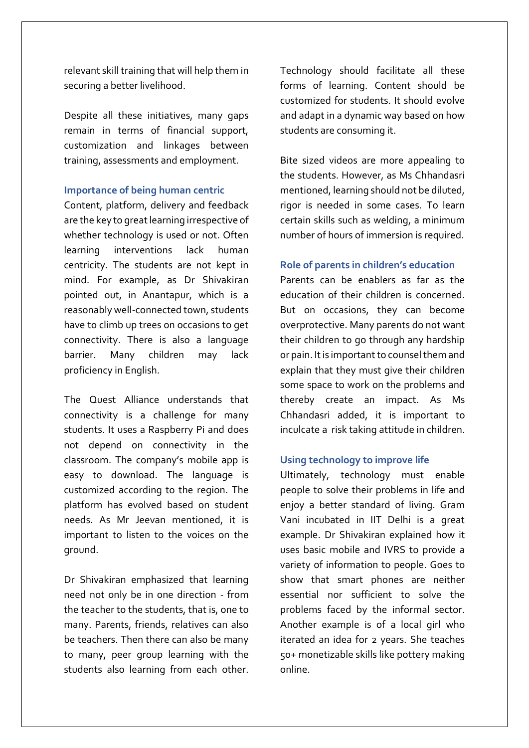relevant skill training that will help them in securing a better livelihood.

Despite all these initiatives, many gaps remain in terms of financial support, customization and linkages between training, assessments and employment.

### Importance of being human centric

Content, platform, delivery and feedback are the key to great learning irrespective of whether technology is used or not. Often learning interventions lack human centricity. The students are not kept in mind. For example, as Dr Shivakiran pointed out, in Anantapur, which is a reasonably well-connected town, students have to climb up trees on occasions to get connectivity. There is also a language barrier. Many children may lack proficiency in English.

The Quest Alliance understands that connectivity is a challenge for many students. It uses a Raspberry Pi and does not depend on connectivity in the classroom. The company's mobile app is easy to download. The language is customized according to the region. The platform has evolved based on student needs. As Mr Jeevan mentioned, it is important to listen to the voices on the ground.

Dr Shivakiran emphasized that learning need not only be in one direction - from the teacher to the students, that is, one to many. Parents, friends, relatives can also be teachers. Then there can also be many to many, peer group learning with the students also learning from each other. Technology should facilitate all these forms of learning. Content should be customized for students. It should evolve and adapt in a dynamic way based on how students are consuming it.

Bite sized videos are more appealing to the students. However, as Ms Chhandasri mentioned, learning should not be diluted, rigor is needed in some cases. To learn certain skills such as welding, a minimum number of hours of immersion is required.

### Role of parents in children's education

Parents can be enablers as far as the education of their children is concerned. But on occasions, they can become overprotective. Many parents do not want their children to go through any hardship or pain. It is important to counsel them and explain that they must give their children some space to work on the problems and thereby create an impact. As Ms Chhandasri added, it is important to inculcate a risk taking attitude in children.

### Using technology to improve life

Ultimately, technology must enable people to solve their problems in life and enjoy a better standard of living. Gram Vani incubated in IIT Delhi is a great example. Dr Shivakiran explained how it uses basic mobile and IVRS to provide a variety of information to people. Goes to show that smart phones are neither essential nor sufficient to solve the problems faced by the informal sector. Another example is of a local girl who iterated an idea for 2 years. She teaches 50+ monetizable skills like pottery making online.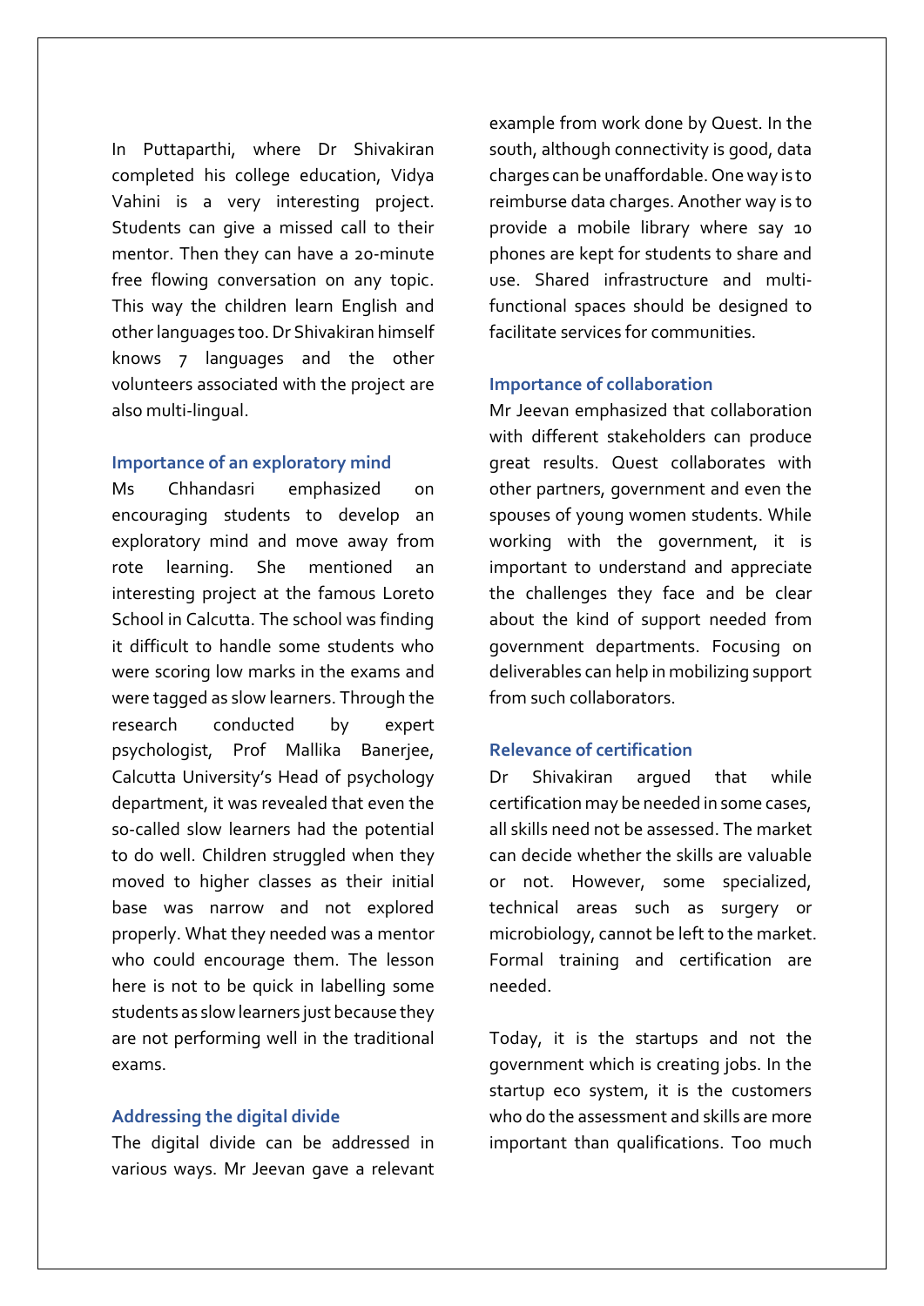In Puttaparthi, where Dr Shivakiran completed his college education, Vidya Vahini is a very interesting project. Students can give a missed call to their mentor. Then they can have a 20-minute free flowing conversation on any topic. This way the children learn English and other languages too. Dr Shivakiran himself knows 7 languages and the other volunteers associated with the project are also multi-lingual.

### Importance of an exploratory mind

Ms Chhandasri emphasized on encouraging students to develop an exploratory mind and move away from rote learning. She mentioned an interesting project at the famous Loreto School in Calcutta. The school was finding it difficult to handle some students who were scoring low marks in the exams and were tagged as slow learners. Through the research conducted by expert psychologist, Prof Mallika Banerjee, Calcutta University's Head of psychology department, it was revealed that even the so-called slow learners had the potential to do well. Children struggled when they moved to higher classes as their initial base was narrow and not explored properly. What they needed was a mentor who could encourage them. The lesson here is not to be quick in labelling some students as slow learners just because they are not performing well in the traditional exams.

### Addressing the digital divide

The digital divide can be addressed in various ways. Mr Jeevan gave a relevant example from work done by Quest. In the south, although connectivity is good, data charges can be unaffordable. One way is to reimburse data charges. Another way is to provide a mobile library where say 10 phones are kept for students to share and use. Shared infrastructure and multi-functional spaces should be designed to facilitate services for communities.

### Importance of collaboration

Mr Jeevan emphasized that collaboration with different stakeholders can produce great results. Quest collaborates with other partners, government and even the spouses of young women students. While working with the government, it is important to understand and appreciate the challenges they face and be clear about the kind of support needed from government departments. Focusing on deliverables can help in mobilizing support from such collaborators.

### Relevance of certification

Dr Shivakiran argued that while certification may be needed in some cases, all skills need not be assessed. The market can decide whether the skills are valuable or not. However, some specialized, technical areas such as surgery or microbiology, cannot be left to the market. Formal training and certification are needed.

Today, it is the startups and not the government which is creating jobs. In the startup eco system, it is the customers who do the assessment and skills are more important than qualifications. Too much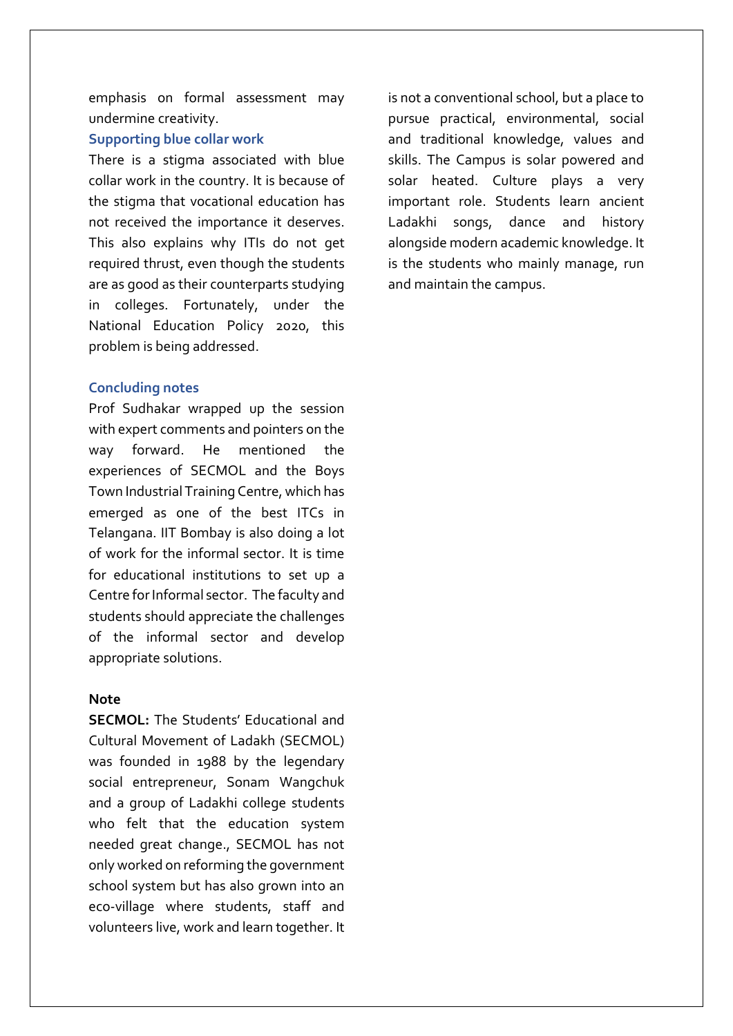emphasis on formal assessment may undermine creativity.

### Supporting blue collar work

There is a stigma associated with blue collar work in the country. It is because of the stigma that vocational education has not received the importance it deserves. This also explains why ITIs do not get required thrust, even though the students are as good as their counterparts studying in colleges. Fortunately, under the National Education Policy 2020, this problem is being addressed.

### Concluding notes

Prof Sudhakar wrapped up the session with expert comments and pointers on the way forward. He mentioned the experiences of SECMOL and the Boys Town Industrial Training Centre, which has emerged as one of the best ITCs in Telangana. IIT Bombay is also doing a lot of work for the informal sector. It is time for educational institutions to set up a Centre for Informal sector. The faculty and students should appreciate the challenges of the informal sector and develop appropriate solutions.

### Note

**SECMOL:** The Students' Educational and Cultural Movement of Ladakh (SECMOL) was founded in 1988 by the legendary social entrepreneur, Sonam Wangchuk and a group of Ladakhi college students who felt that the education system needed great change., SECMOL has not only worked on reforming the government school system but has also grown into an eco-village where students, staff and volunteers live, work and learn together. It is not a conventional school, but a place to pursue practical, environmental, social and traditional knowledge, values and skills. The Campus is solar powered and solar heated. Culture plays a very important role. Students learn ancient Ladakhi songs, dance and history alongside modern academic knowledge. It is the students who mainly manage, run and maintain the campus.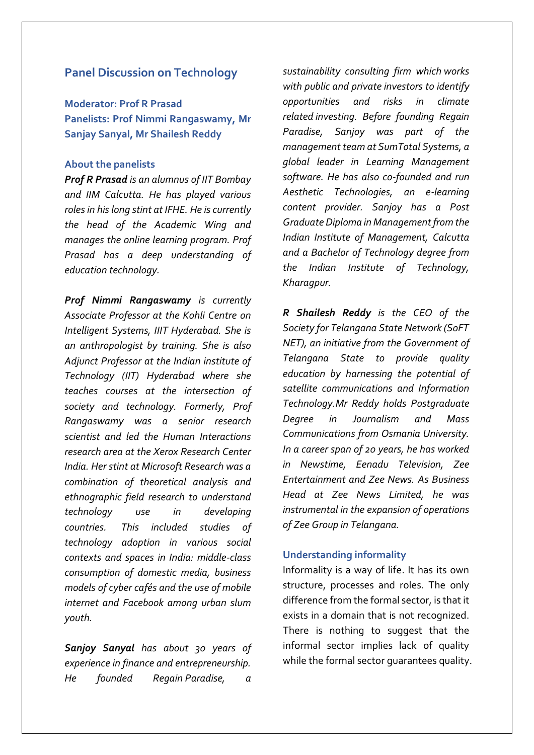## Panel Discussion on Technology

**Moderator: Prof R Prasad**
**Panelists: Prof Nimmi Rangaswamy, Mr Sanjay Sanyal, Mr Shailesh Reddy**

### About the panelists

***Prof R Prasad*** *is an alumnus of IIT Bombay and IIM Calcutta. He has played various roles in his long stint at IFHE. He is currently the head of the Academic Wing and manages the online learning program. Prof Prasad has a deep understanding of education technology.*

***Prof Nimmi Rangaswamy*** *is currently Associate Professor at the Kohli Centre on Intelligent Systems, IIIT Hyderabad. She is an anthropologist by training. She is also Adjunct Professor at the Indian institute of Technology (IIT) Hyderabad where she teaches courses at the intersection of society and technology. Formerly, Prof Rangaswamy was a senior research scientist and led the Human Interactions research area at the Xerox Research Center India. Her stint at Microsoft Research was a combination of theoretical analysis and ethnographic field research to understand technology use in developing countries. This included studies of technology adoption in various social contexts and spaces in India: middle-class consumption of domestic media, business models of cyber cafés and the use of mobile internet and Facebook among urban slum youth.*

***Sanjoy Sanyal*** *has about 30 years of experience in finance and entrepreneurship. He founded Regain Paradise, a sustainability consulting firm which works with public and private investors to identify opportunities and risks in climate related investing. Before founding Regain Paradise, Sanjoy was part of the management team at SumTotal Systems, a global leader in Learning Management software. He has also co-founded and run Aesthetic Technologies, an e-learning content provider. Sanjoy has a Post Graduate Diploma in Management from the Indian Institute of Management, Calcutta and a Bachelor of Technology degree from the Indian Institute of Technology, Kharagpur.*

***R Shailesh Reddy*** *is the CEO of the Society for Telangana State Network (SoFT NET), an initiative from the Government of Telangana State to provide quality education by harnessing the potential of satellite communications and Information Technology.Mr Reddy holds Postgraduate Degree in Journalism and Mass Communications from Osmania University. In a career span of 20 years, he has worked in Newstime, Eenadu Television, Zee Entertainment and Zee News. As Business Head at Zee News Limited, he was instrumental in the expansion of operations of Zee Group in Telangana.*

### Understanding informality

Informality is a way of life. It has its own structure, processes and roles. The only difference from the formal sector, is that it exists in a domain that is not recognized. There is nothing to suggest that the informal sector implies lack of quality while the formal sector guarantees quality.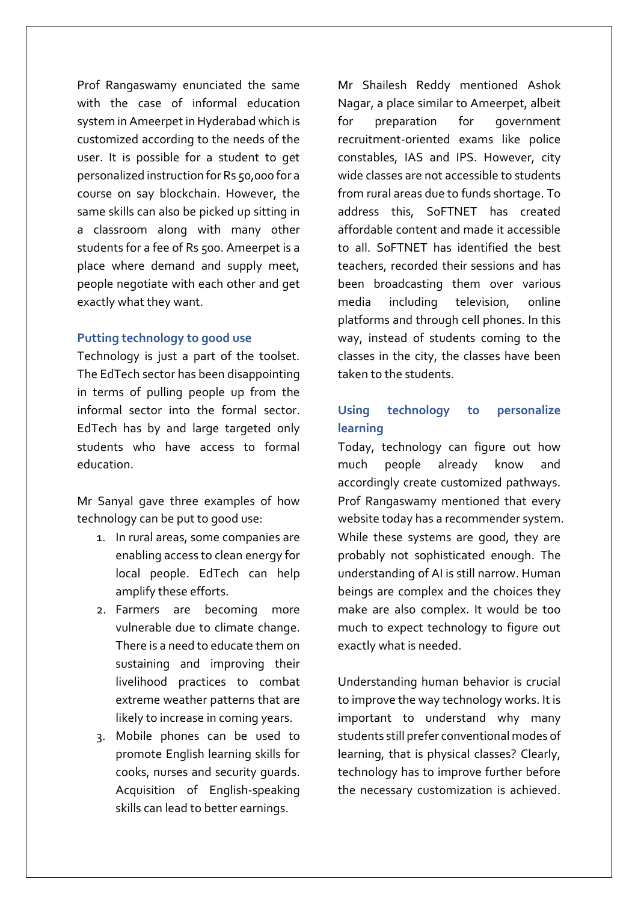Prof Rangaswamy enunciated the same with the case of informal education system in Ameerpet in Hyderabad which is customized according to the needs of the user. It is possible for a student to get personalized instruction for Rs 50,000 for a course on say blockchain. However, the same skills can also be picked up sitting in a classroom along with many other students for a fee of Rs 500. Ameerpet is a place where demand and supply meet, people negotiate with each other and get exactly what they want.

### Putting technology to good use

Technology is just a part of the toolset. The EdTech sector has been disappointing in terms of pulling people up from the informal sector into the formal sector. EdTech has by and large targeted only students who have access to formal education.

Mr Sanyal gave three examples of how technology can be put to good use:

1. In rural areas, some companies are enabling access to clean energy for local people. EdTech can help amplify these efforts.
2. Farmers are becoming more vulnerable due to climate change. There is a need to educate them on sustaining and improving their livelihood practices to combat extreme weather patterns that are likely to increase in coming years.
3. Mobile phones can be used to promote English learning skills for cooks, nurses and security guards. Acquisition of English-speaking skills can lead to better earnings.

Mr Shailesh Reddy mentioned Ashok Nagar, a place similar to Ameerpet, albeit for preparation for government recruitment-oriented exams like police constables, IAS and IPS. However, city wide classes are not accessible to students from rural areas due to funds shortage. To address this, SoFTNET has created affordable content and made it accessible to all. SoFTNET has identified the best teachers, recorded their sessions and has been broadcasting them over various media including television, online platforms and through cell phones. In this way, instead of students coming to the classes in the city, the classes have been taken to the students.

### Using technology to personalize learning

Today, technology can figure out how much people already know and accordingly create customized pathways. Prof Rangaswamy mentioned that every website today has a recommender system. While these systems are good, they are probably not sophisticated enough. The understanding of AI is still narrow. Human beings are complex and the choices they make are also complex. It would be too much to expect technology to figure out exactly what is needed.

Understanding human behavior is crucial to improve the way technology works. It is important to understand why many students still prefer conventional modes of learning, that is physical classes? Clearly, technology has to improve further before the necessary customization is achieved.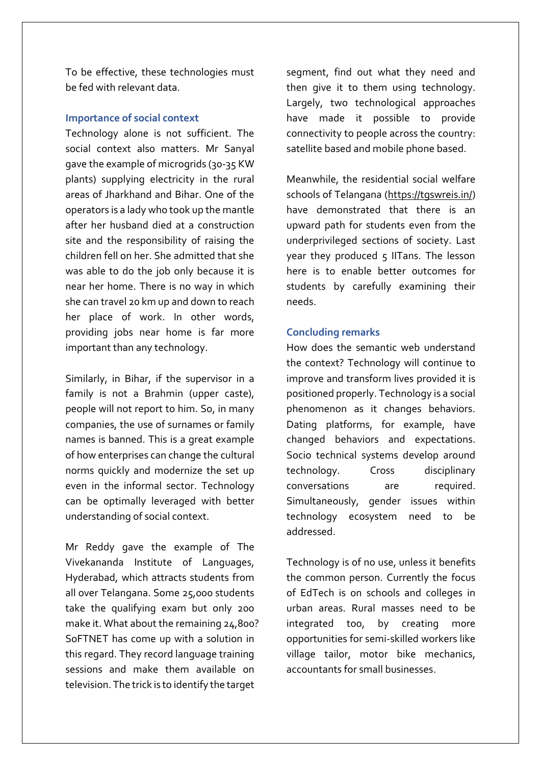To be effective, these technologies must be fed with relevant data.

### Importance of social context

Technology alone is not sufficient. The social context also matters. Mr Sanyal gave the example of microgrids (30-35 KW plants) supplying electricity in the rural areas of Jharkhand and Bihar. One of the operators is a lady who took up the mantle after her husband died at a construction site and the responsibility of raising the children fell on her. She admitted that she was able to do the job only because it is near her home. There is no way in which she can travel 20 km up and down to reach her place of work. In other words, providing jobs near home is far more important than any technology.

Similarly, in Bihar, if the supervisor in a family is not a Brahmin (upper caste), people will not report to him. So, in many companies, the use of surnames or family names is banned. This is a great example of how enterprises can change the cultural norms quickly and modernize the set up even in the informal sector. Technology can be optimally leveraged with better understanding of social context.

Mr Reddy gave the example of The Vivekananda Institute of Languages, Hyderabad, which attracts students from all over Telangana. Some 25,000 students take the qualifying exam but only 200 make it. What about the remaining 24,800? SoFTNET has come up with a solution in this regard. They record language training sessions and make them available on television. The trick is to identify the target segment, find out what they need and then give it to them using technology. Largely, two technological approaches have made it possible to provide connectivity to people across the country: satellite based and mobile phone based.

Meanwhile, the residential social welfare schools of Telangana (https://tgswreis.in/) have demonstrated that there is an upward path for students even from the underprivileged sections of society. Last year they produced 5 IITans. The lesson here is to enable better outcomes for students by carefully examining their needs.

### Concluding remarks

How does the semantic web understand the context? Technology will continue to improve and transform lives provided it is positioned properly. Technology is a social phenomenon as it changes behaviors. Dating platforms, for example, have changed behaviors and expectations. Socio technical systems develop around technology. Cross disciplinary conversations are required. Simultaneously, gender issues within technology ecosystem need to be addressed.

Technology is of no use, unless it benefits the common person. Currently the focus of EdTech is on schools and colleges in urban areas. Rural masses need to be integrated too, by creating more opportunities for semi-skilled workers like village tailor, motor bike mechanics, accountants for small businesses.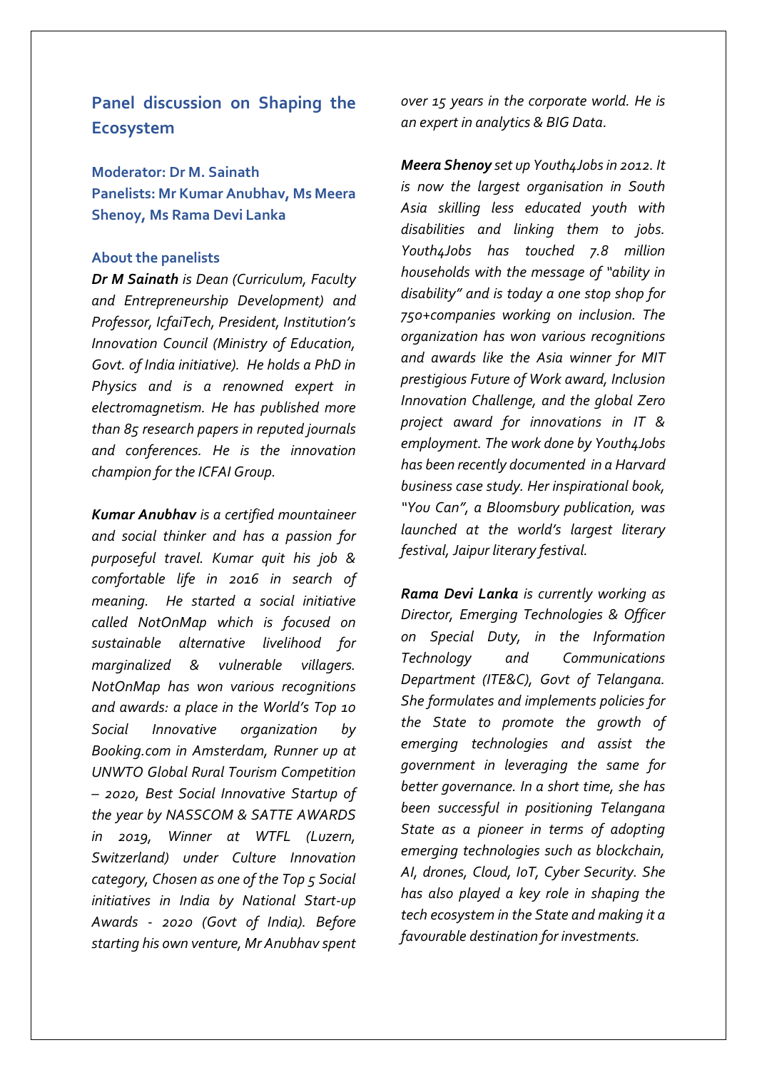## Panel discussion on Shaping the Ecosystem

**Moderator: Dr M. Sainath**
**Panelists: Mr Kumar Anubhav, Ms Meera Shenoy, Ms Rama Devi Lanka**

### About the panelists

***Dr M Sainath*** *is Dean (Curriculum, Faculty and Entrepreneurship Development) and Professor, IcfaiTech, President, Institution's Innovation Council (Ministry of Education, Govt. of India initiative). He holds a PhD in Physics and is a renowned expert in electromagnetism. He has published more than 85 research papers in reputed journals and conferences. He is the innovation champion for the ICFAI Group.*

***Kumar Anubhav*** *is a certified mountaineer and social thinker and has a passion for purposeful travel. Kumar quit his job & comfortable life in 2016 in search of meaning. He started a social initiative called NotOnMap which is focused on sustainable alternative livelihood for marginalized & vulnerable villagers. NotOnMap has won various recognitions and awards: a place in the World's Top 10 Social Innovative organization by Booking.com in Amsterdam, Runner up at UNWTO Global Rural Tourism Competition – 2020, Best Social Innovative Startup of the year by NASSCOM & SATTE AWARDS in 2019, Winner at WTFL (Luzern, Switzerland) under Culture Innovation category, Chosen as one of the Top 5 Social initiatives in India by National Start-up Awards - 2020 (Govt of India). Before starting his own venture, Mr Anubhav spent over 15 years in the corporate world. He is an expert in analytics & BIG Data.*

***Meera Shenoy*** *set up Youth4Jobs in 2012. It is now the largest organisation in South Asia skilling less educated youth with disabilities and linking them to jobs. Youth4Jobs has touched 7.8 million households with the message of "ability in disability" and is today a one stop shop for 750+companies working on inclusion. The organization has won various recognitions and awards like the Asia winner for MIT prestigious Future of Work award, Inclusion Innovation Challenge, and the global Zero project award for innovations in IT & employment. The work done by Youth4Jobs has been recently documented in a Harvard business case study. Her inspirational book, "You Can", a Bloomsbury publication, was launched at the world's largest literary festival, Jaipur literary festival.*

***Rama Devi Lanka*** *is currently working as Director, Emerging Technologies & Officer on Special Duty, in the Information Technology and Communications Department (ITE&C), Govt of Telangana. She formulates and implements policies for the State to promote the growth of emerging technologies and assist the government in leveraging the same for better governance. In a short time, she has been successful in positioning Telangana State as a pioneer in terms of adopting emerging technologies such as blockchain, AI, drones, Cloud, IoT, Cyber Security. She has also played a key role in shaping the tech ecosystem in the State and making it a favourable destination for investments.*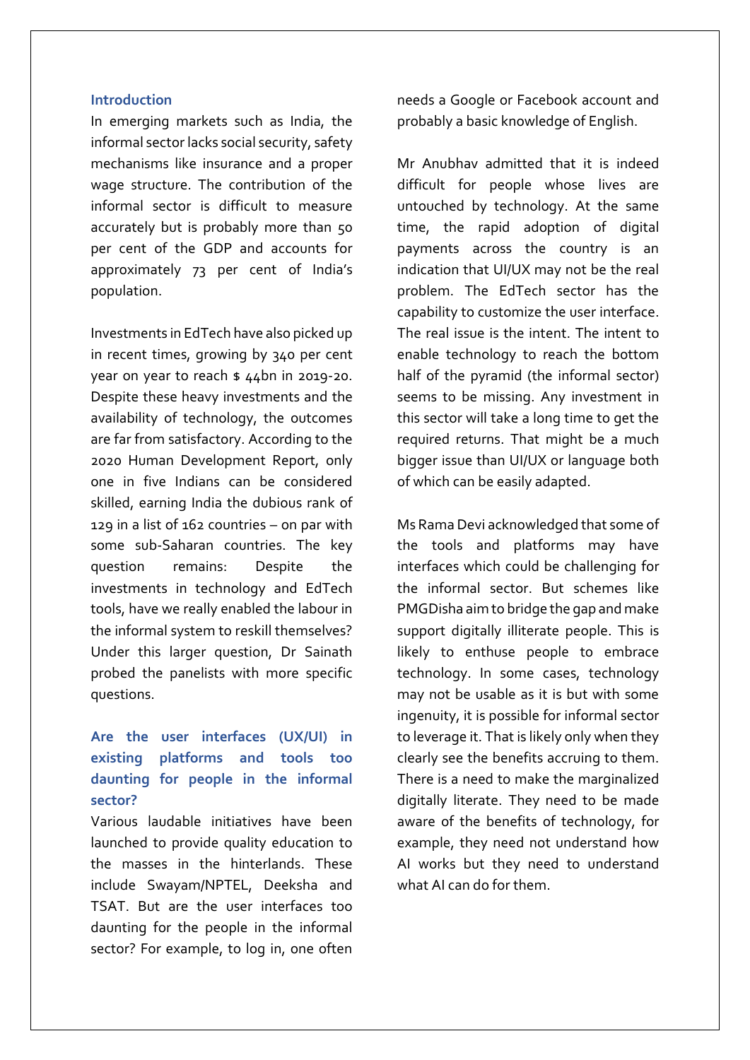## Introduction

In emerging markets such as India, the informal sector lacks social security, safety mechanisms like insurance and a proper wage structure. The contribution of the informal sector is difficult to measure accurately but is probably more than 50 per cent of the GDP and accounts for approximately 73 per cent of India's population.

Investments in EdTech have also picked up in recent times, growing by 340 per cent year on year to reach $ 44bn in 2019-20. Despite these heavy investments and the availability of technology, the outcomes are far from satisfactory. According to the 2020 Human Development Report, only one in five Indians can be considered skilled, earning India the dubious rank of 129 in a list of 162 countries – on par with some sub-Saharan countries. The key question remains: Despite the investments in technology and EdTech tools, have we really enabled the labour in the informal system to reskill themselves? Under this larger question, Dr Sainath probed the panelists with more specific questions.

## Are the user interfaces (UX/UI) in existing platforms and tools too daunting for people in the informal sector?

Various laudable initiatives have been launched to provide quality education to the masses in the hinterlands. These include Swayam/NPTEL, Deeksha and TSAT. But are the user interfaces too daunting for the people in the informal sector? For example, to log in, one often needs a Google or Facebook account and probably a basic knowledge of English.

Mr Anubhav admitted that it is indeed difficult for people whose lives are untouched by technology. At the same time, the rapid adoption of digital payments across the country is an indication that UI/UX may not be the real problem. The EdTech sector has the capability to customize the user interface. The real issue is the intent. The intent to enable technology to reach the bottom half of the pyramid (the informal sector) seems to be missing. Any investment in this sector will take a long time to get the required returns. That might be a much bigger issue than UI/UX or language both of which can be easily adapted.

Ms Rama Devi acknowledged that some of the tools and platforms may have interfaces which could be challenging for the informal sector. But schemes like PMGDisha aim to bridge the gap and make support digitally illiterate people. This is likely to enthuse people to embrace technology. In some cases, technology may not be usable as it is but with some ingenuity, it is possible for informal sector to leverage it. That is likely only when they clearly see the benefits accruing to them. There is a need to make the marginalized digitally literate. They need to be made aware of the benefits of technology, for example, they need not understand how AI works but they need to understand what AI can do for them.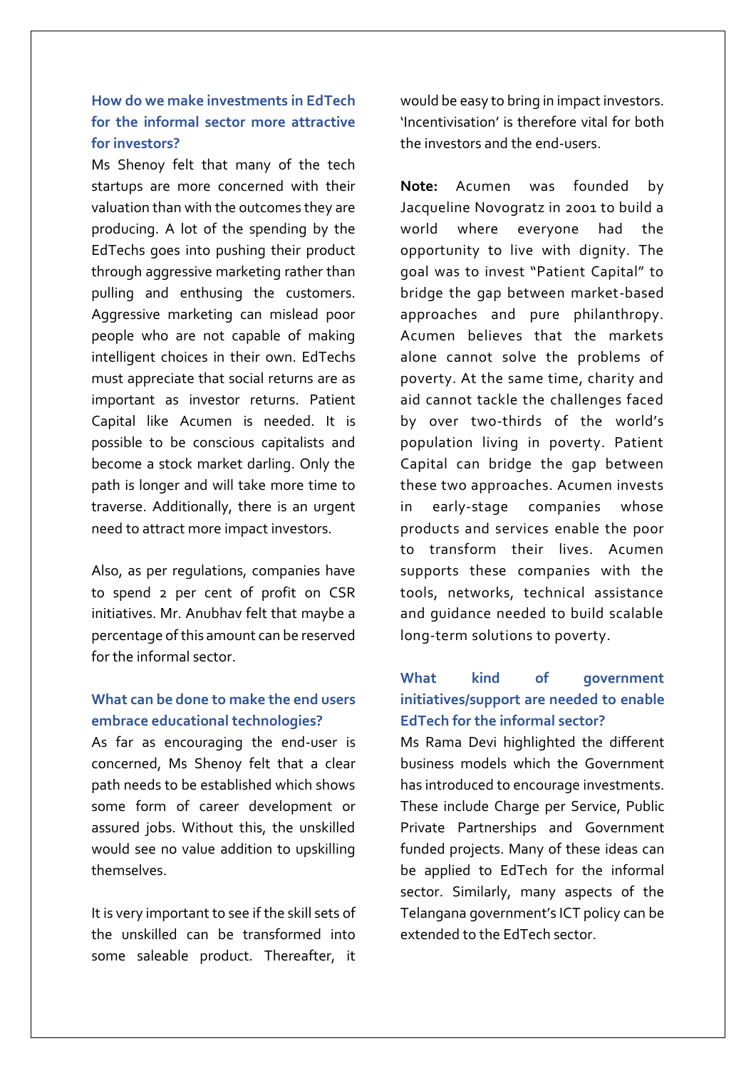### How do we make investments in EdTech for the informal sector more attractive for investors?

Ms Shenoy felt that many of the tech startups are more concerned with their valuation than with the outcomes they are producing. A lot of the spending by the EdTechs goes into pushing their product through aggressive marketing rather than pulling and enthusing the customers. Aggressive marketing can mislead poor people who are not capable of making intelligent choices in their own. EdTechs must appreciate that social returns are as important as investor returns. Patient Capital like Acumen is needed. It is possible to be conscious capitalists and become a stock market darling. Only the path is longer and will take more time to traverse. Additionally, there is an urgent need to attract more impact investors.

Also, as per regulations, companies have to spend 2 per cent of profit on CSR initiatives. Mr. Anubhav felt that maybe a percentage of this amount can be reserved for the informal sector.

### What can be done to make the end users embrace educational technologies?

As far as encouraging the end-user is concerned, Ms Shenoy felt that a clear path needs to be established which shows some form of career development or assured jobs. Without this, the unskilled would see no value addition to upskilling themselves.

It is very important to see if the skill sets of the unskilled can be transformed into some saleable product. Thereafter, it would be easy to bring in impact investors. 'Incentivisation' is therefore vital for both the investors and the end-users.

**Note:** Acumen was founded by Jacqueline Novogratz in 2001 to build a world where everyone had the opportunity to live with dignity. The goal was to invest "Patient Capital" to bridge the gap between market-based approaches and pure philanthropy. Acumen believes that the markets alone cannot solve the problems of poverty. At the same time, charity and aid cannot tackle the challenges faced by over two-thirds of the world's population living in poverty. Patient Capital can bridge the gap between these two approaches. Acumen invests in early-stage companies whose products and services enable the poor to transform their lives. Acumen supports these companies with the tools, networks, technical assistance and guidance needed to build scalable long-term solutions to poverty.

### What kind of government initiatives/support are needed to enable EdTech for the informal sector?

Ms Rama Devi highlighted the different business models which the Government has introduced to encourage investments. These include Charge per Service, Public Private Partnerships and Government funded projects. Many of these ideas can be applied to EdTech for the informal sector. Similarly, many aspects of the Telangana government's ICT policy can be extended to the EdTech sector.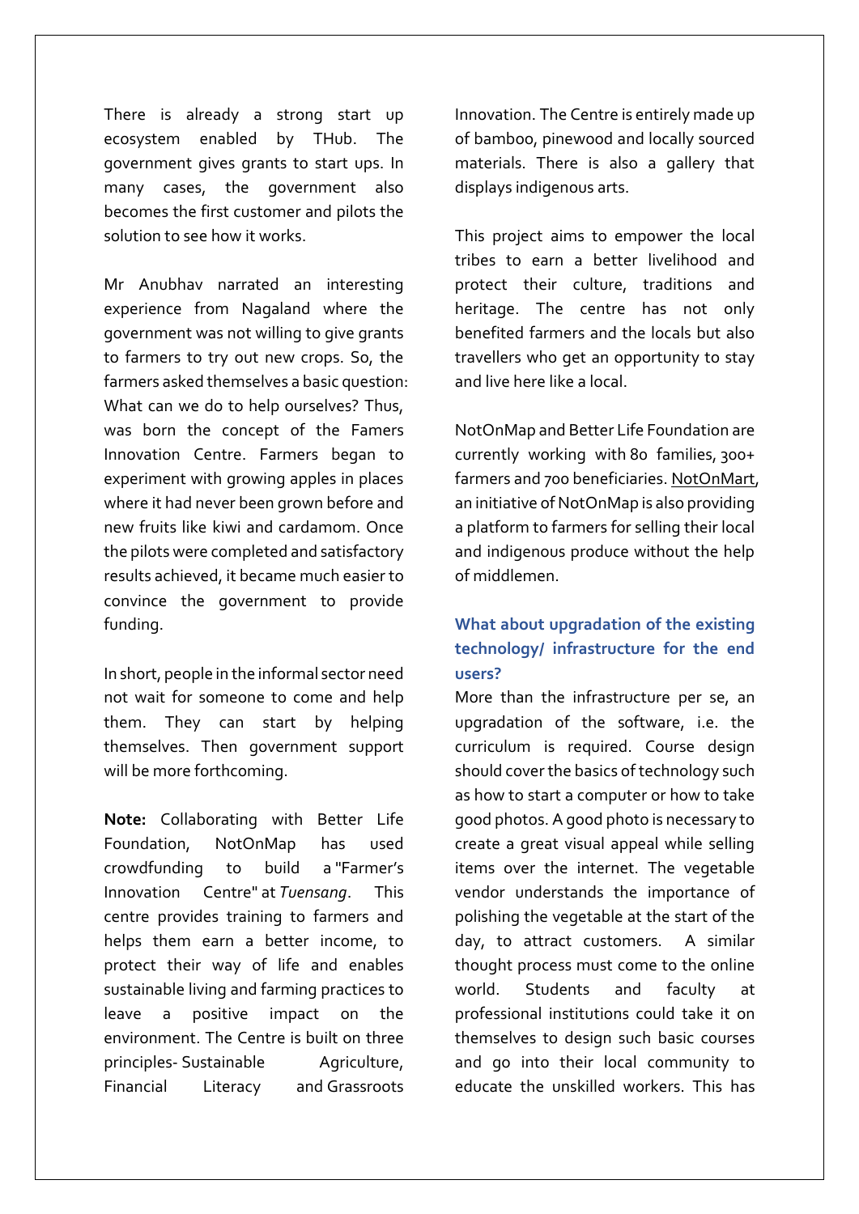There is already a strong start up ecosystem enabled by THub. The government gives grants to start ups. In many cases, the government also becomes the first customer and pilots the solution to see how it works.

Mr Anubhav narrated an interesting experience from Nagaland where the government was not willing to give grants to farmers to try out new crops. So, the farmers asked themselves a basic question: What can we do to help ourselves? Thus, was born the concept of the Famers Innovation Centre. Farmers began to experiment with growing apples in places where it had never been grown before and new fruits like kiwi and cardamom. Once the pilots were completed and satisfactory results achieved, it became much easier to convince the government to provide funding.

In short, people in the informal sector need not wait for someone to come and help them. They can start by helping themselves. Then government support will be more forthcoming.

**Note:** Collaborating with Better Life Foundation, NotOnMap has used crowdfunding to build a "Farmer's Innovation Centre" at *Tuensang*. This centre provides training to farmers and helps them earn a better income, to protect their way of life and enables sustainable living and farming practices to leave a positive impact on the environment. The Centre is built on three principles- Sustainable Agriculture, Financial Literacy and Grassroots Innovation. The Centre is entirely made up of bamboo, pinewood and locally sourced materials. There is also a gallery that displays indigenous arts.

This project aims to empower the local tribes to earn a better livelihood and protect their culture, traditions and heritage. The centre has not only benefited farmers and the locals but also travellers who get an opportunity to stay and live here like a local.

NotOnMap and Better Life Foundation are currently working with 80 families, 300+ farmers and 700 beneficiaries. NotOnMart, an initiative of NotOnMap is also providing a platform to farmers for selling their local and indigenous produce without the help of middlemen.

### What about upgradation of the existing technology/ infrastructure for the end users?

More than the infrastructure per se, an upgradation of the software, i.e. the curriculum is required. Course design should cover the basics of technology such as how to start a computer or how to take good photos. A good photo is necessary to create a great visual appeal while selling items over the internet. The vegetable vendor understands the importance of polishing the vegetable at the start of the day, to attract customers. A similar thought process must come to the online world. Students and faculty at professional institutions could take it on themselves to design such basic courses and go into their local community to educate the unskilled workers. This has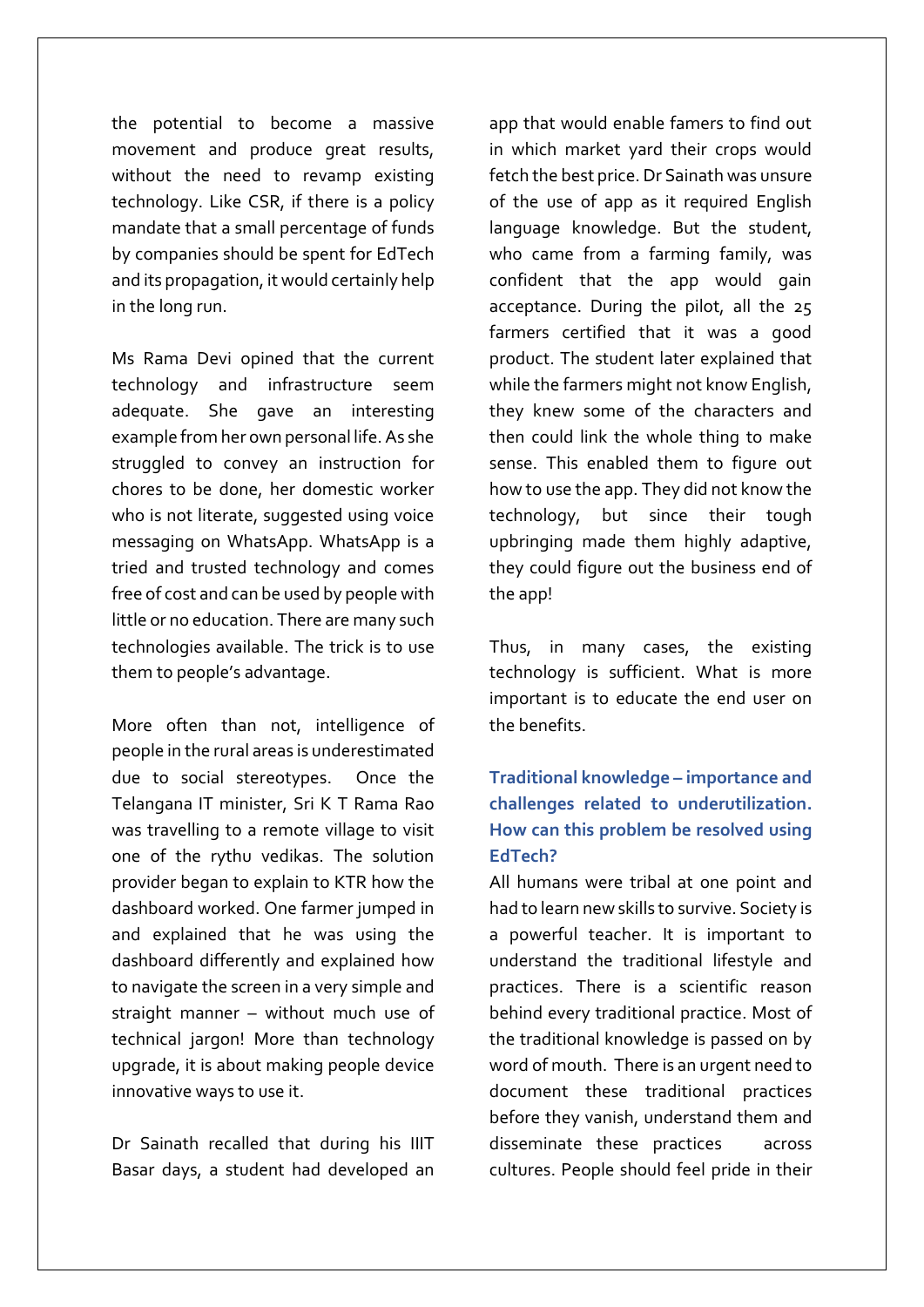the potential to become a massive movement and produce great results, without the need to revamp existing technology. Like CSR, if there is a policy mandate that a small percentage of funds by companies should be spent for EdTech and its propagation, it would certainly help in the long run.

Ms Rama Devi opined that the current technology and infrastructure seem adequate. She gave an interesting example from her own personal life. As she struggled to convey an instruction for chores to be done, her domestic worker who is not literate, suggested using voice messaging on WhatsApp. WhatsApp is a tried and trusted technology and comes free of cost and can be used by people with little or no education. There are many such technologies available. The trick is to use them to people's advantage.

More often than not, intelligence of people in the rural areas is underestimated due to social stereotypes. Once the Telangana IT minister, Sri K T Rama Rao was travelling to a remote village to visit one of the rythu vedikas. The solution provider began to explain to KTR how the dashboard worked. One farmer jumped in and explained that he was using the dashboard differently and explained how to navigate the screen in a very simple and straight manner – without much use of technical jargon! More than technology upgrade, it is about making people device innovative ways to use it.

Dr Sainath recalled that during his IIIT Basar days, a student had developed an app that would enable famers to find out in which market yard their crops would fetch the best price. Dr Sainath was unsure of the use of app as it required English language knowledge. But the student, who came from a farming family, was confident that the app would gain acceptance. During the pilot, all the 25 farmers certified that it was a good product. The student later explained that while the farmers might not know English, they knew some of the characters and then could link the whole thing to make sense. This enabled them to figure out how to use the app. They did not know the technology, but since their tough upbringing made them highly adaptive, they could figure out the business end of the app!

Thus, in many cases, the existing technology is sufficient. What is more important is to educate the end user on the benefits.

### Traditional knowledge – importance and challenges related to underutilization. How can this problem be resolved using EdTech?

All humans were tribal at one point and had to learn new skills to survive. Society is a powerful teacher. It is important to understand the traditional lifestyle and practices. There is a scientific reason behind every traditional practice. Most of the traditional knowledge is passed on by word of mouth. There is an urgent need to document these traditional practices before they vanish, understand them and disseminate these practices across cultures. People should feel pride in their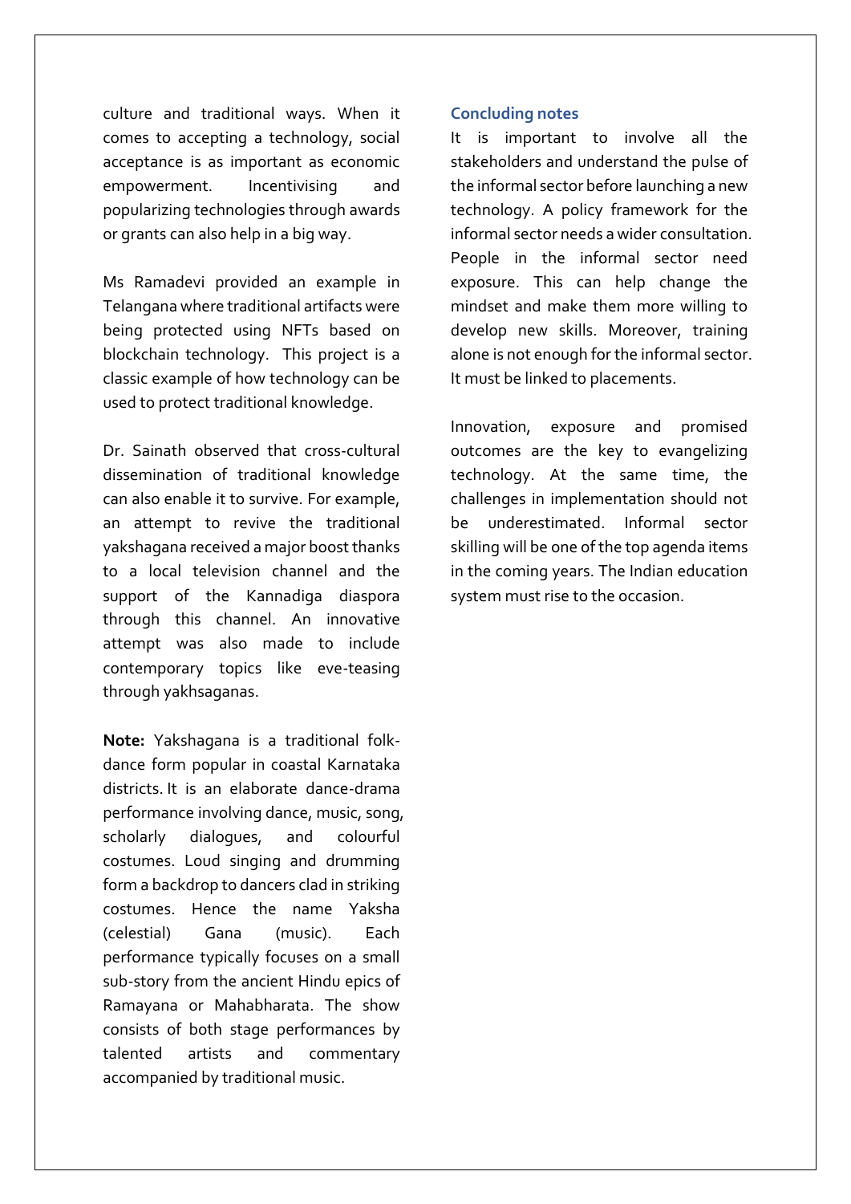culture and traditional ways. When it comes to accepting a technology, social acceptance is as important as economic empowerment. Incentivising and popularizing technologies through awards or grants can also help in a big way.

Ms Ramadevi provided an example in Telangana where traditional artifacts were being protected using NFTs based on blockchain technology. This project is a classic example of how technology can be used to protect traditional knowledge.

Dr. Sainath observed that cross-cultural dissemination of traditional knowledge can also enable it to survive. For example, an attempt to revive the traditional yakshagana received a major boost thanks to a local television channel and the support of the Kannadiga diaspora through this channel. An innovative attempt was also made to include contemporary topics like eve-teasing through yakhsaganas.

**Note:** Yakshagana is a traditional folk-dance form popular in coastal Karnataka districts. It is an elaborate dance-drama performance involving dance, music, song, scholarly dialogues, and colourful costumes. Loud singing and drumming form a backdrop to dancers clad in striking costumes. Hence the name Yaksha (celestial) Gana (music). Each performance typically focuses on a small sub-story from the ancient Hindu epics of Ramayana or Mahabharata. The show consists of both stage performances by talented artists and commentary accompanied by traditional music.

### Concluding notes

It is important to involve all the stakeholders and understand the pulse of the informal sector before launching a new technology. A policy framework for the informal sector needs a wider consultation. People in the informal sector need exposure. This can help change the mindset and make them more willing to develop new skills. Moreover, training alone is not enough for the informal sector. It must be linked to placements.

Innovation, exposure and promised outcomes are the key to evangelizing technology. At the same time, the challenges in implementation should not be underestimated. Informal sector skilling will be one of the top agenda items in the coming years. The Indian education system must rise to the occasion.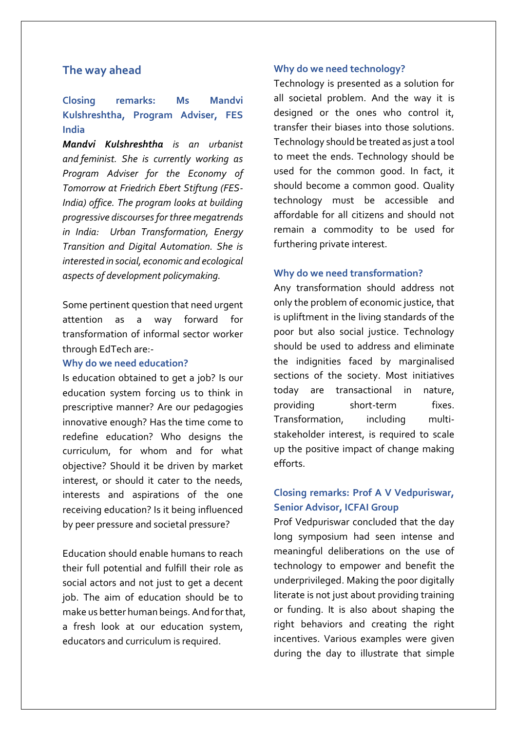## The way ahead

### Closing remarks: Ms Mandvi Kulshreshtha, Program Adviser, FES India

***Mandvi Kulshreshtha*** *is an urbanist and feminist. She is currently working as Program Adviser for the Economy of Tomorrow at Friedrich Ebert Stiftung (FES-India) office. The program looks at building progressive discourses for three megatrends in India: Urban Transformation, Energy Transition and Digital Automation. She is interested in social, economic and ecological aspects of development policymaking.*

Some pertinent question that need urgent attention as a way forward for transformation of informal sector worker through EdTech are:-

#### Why do we need education?

Is education obtained to get a job? Is our education system forcing us to think in prescriptive manner? Are our pedagogies innovative enough? Has the time come to redefine education? Who designs the curriculum, for whom and for what objective? Should it be driven by market interest, or should it cater to the needs, interests and aspirations of the one receiving education? Is it being influenced by peer pressure and societal pressure?

Education should enable humans to reach their full potential and fulfill their role as social actors and not just to get a decent job. The aim of education should be to make us better human beings. And for that, a fresh look at our education system, educators and curriculum is required.

#### Why do we need technology?

Technology is presented as a solution for all societal problem. And the way it is designed or the ones who control it, transfer their biases into those solutions. Technology should be treated as just a tool to meet the ends. Technology should be used for the common good. In fact, it should become a common good. Quality technology must be accessible and affordable for all citizens and should not remain a commodity to be used for furthering private interest.

#### Why do we need transformation?

Any transformation should address not only the problem of economic justice, that is upliftment in the living standards of the poor but also social justice. Technology should be used to address and eliminate the indignities faced by marginalised sections of the society. Most initiatives today are transactional in nature, providing short-term fixes. Transformation, including multi-stakeholder interest, is required to scale up the positive impact of change making efforts.

### Closing remarks: Prof A V Vedpuriswar, Senior Advisor, ICFAI Group

Prof Vedpuriswar concluded that the day long symposium had seen intense and meaningful deliberations on the use of technology to empower and benefit the underprivileged. Making the poor digitally literate is not just about providing training or funding. It is also about shaping the right behaviors and creating the right incentives. Various examples were given during the day to illustrate that simple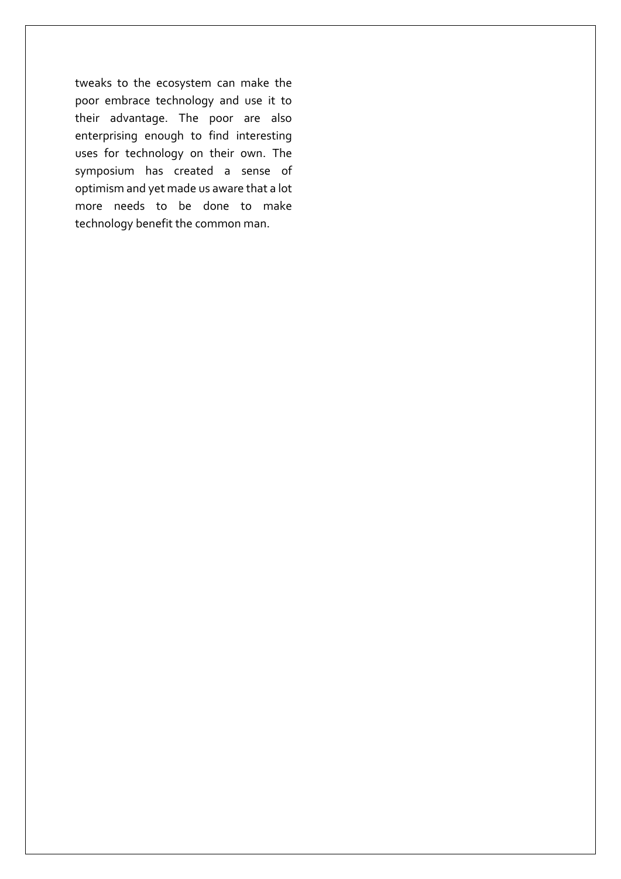tweaks to the ecosystem can make the poor embrace technology and use it to their advantage. The poor are also enterprising enough to find interesting uses for technology on their own. The symposium has created a sense of optimism and yet made us aware that a lot more needs to be done to make technology benefit the common man.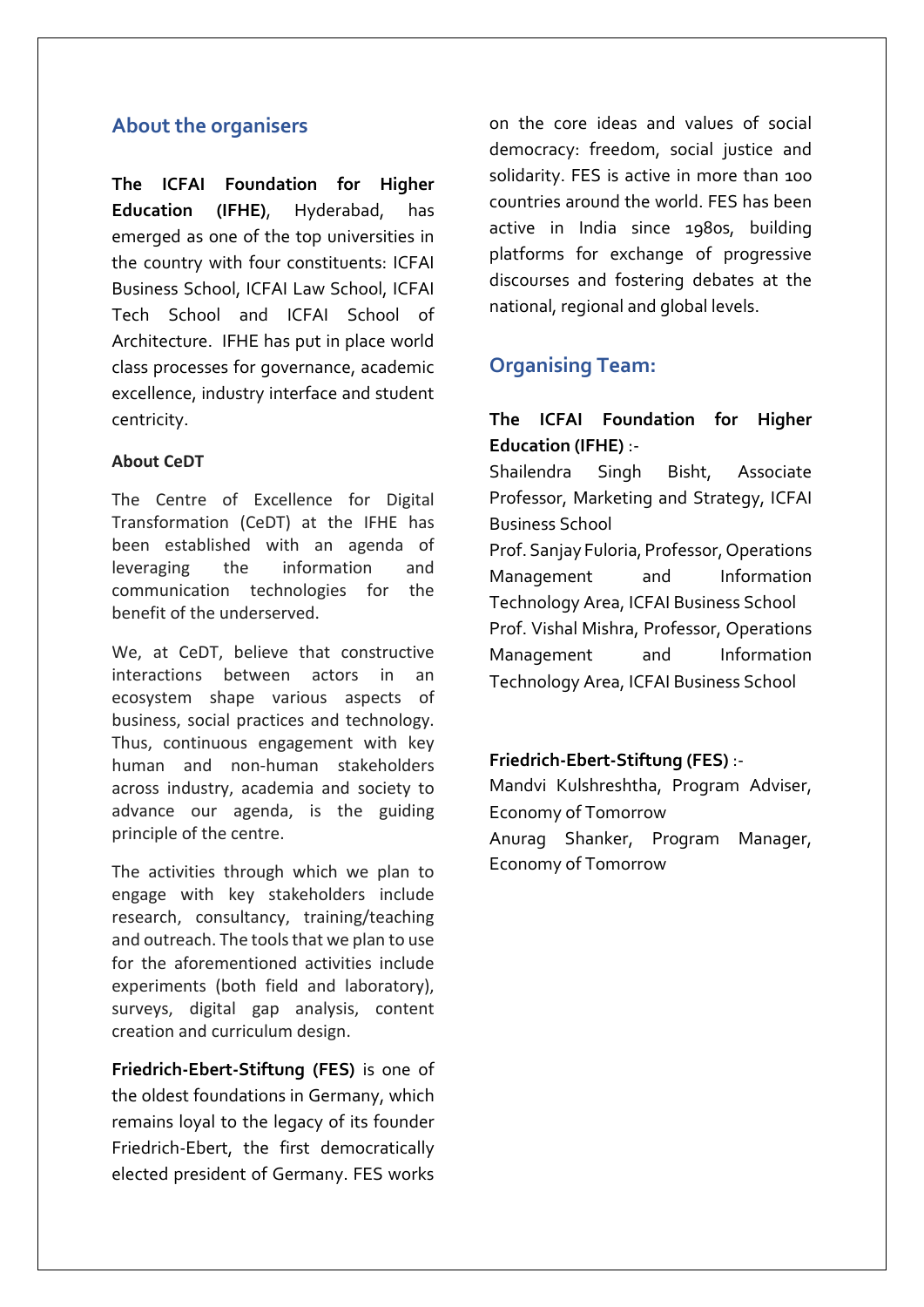## About the organisers

**The ICFAI Foundation for Higher Education (IFHE)**, Hyderabad, has emerged as one of the top universities in the country with four constituents: ICFAI Business School, ICFAI Law School, ICFAI Tech School and ICFAI School of Architecture. IFHE has put in place world class processes for governance, academic excellence, industry interface and student centricity.

### About CeDT

The Centre of Excellence for Digital Transformation (CeDT) at the IFHE has been established with an agenda of leveraging the information and communication technologies for the benefit of the underserved.

We, at CeDT, believe that constructive interactions between actors in an ecosystem shape various aspects of business, social practices and technology. Thus, continuous engagement with key human and non-human stakeholders across industry, academia and society to advance our agenda, is the guiding principle of the centre.

The activities through which we plan to engage with key stakeholders include research, consultancy, training/teaching and outreach. The tools that we plan to use for the aforementioned activities include experiments (both field and laboratory), surveys, digital gap analysis, content creation and curriculum design.

**Friedrich-Ebert-Stiftung (FES)** is one of the oldest foundations in Germany, which remains loyal to the legacy of its founder Friedrich-Ebert, the first democratically elected president of Germany. FES works on the core ideas and values of social democracy: freedom, social justice and solidarity. FES is active in more than 100 countries around the world. FES has been active in India since 1980s, building platforms for exchange of progressive discourses and fostering debates at the national, regional and global levels.

## Organising Team:

**The ICFAI Foundation for Higher Education (IFHE)** :-

Shailendra Singh Bisht, Associate Professor, Marketing and Strategy, ICFAI Business School

Prof. Sanjay Fuloria, Professor, Operations Management and Information Technology Area, ICFAI Business School

Prof. Vishal Mishra, Professor, Operations Management and Information Technology Area, ICFAI Business School

**Friedrich-Ebert-Stiftung (FES)** :-

Mandvi Kulshreshtha, Program Adviser, Economy of Tomorrow

Anurag Shanker, Program Manager, Economy of Tomorrow